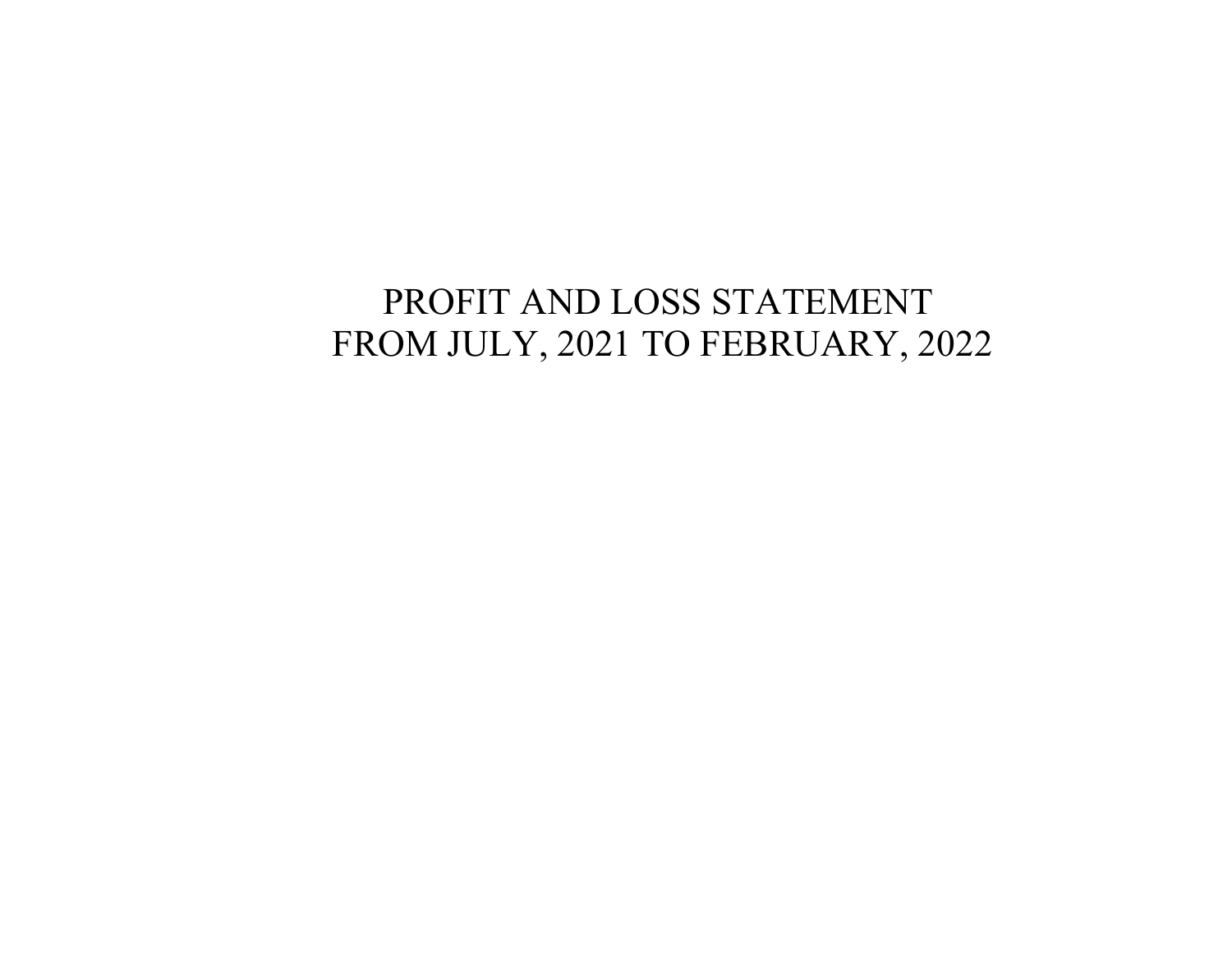# PROFIT AND LOSS STATEMENT
# FROM JULY, 2021 TO FEBRUARY, 2022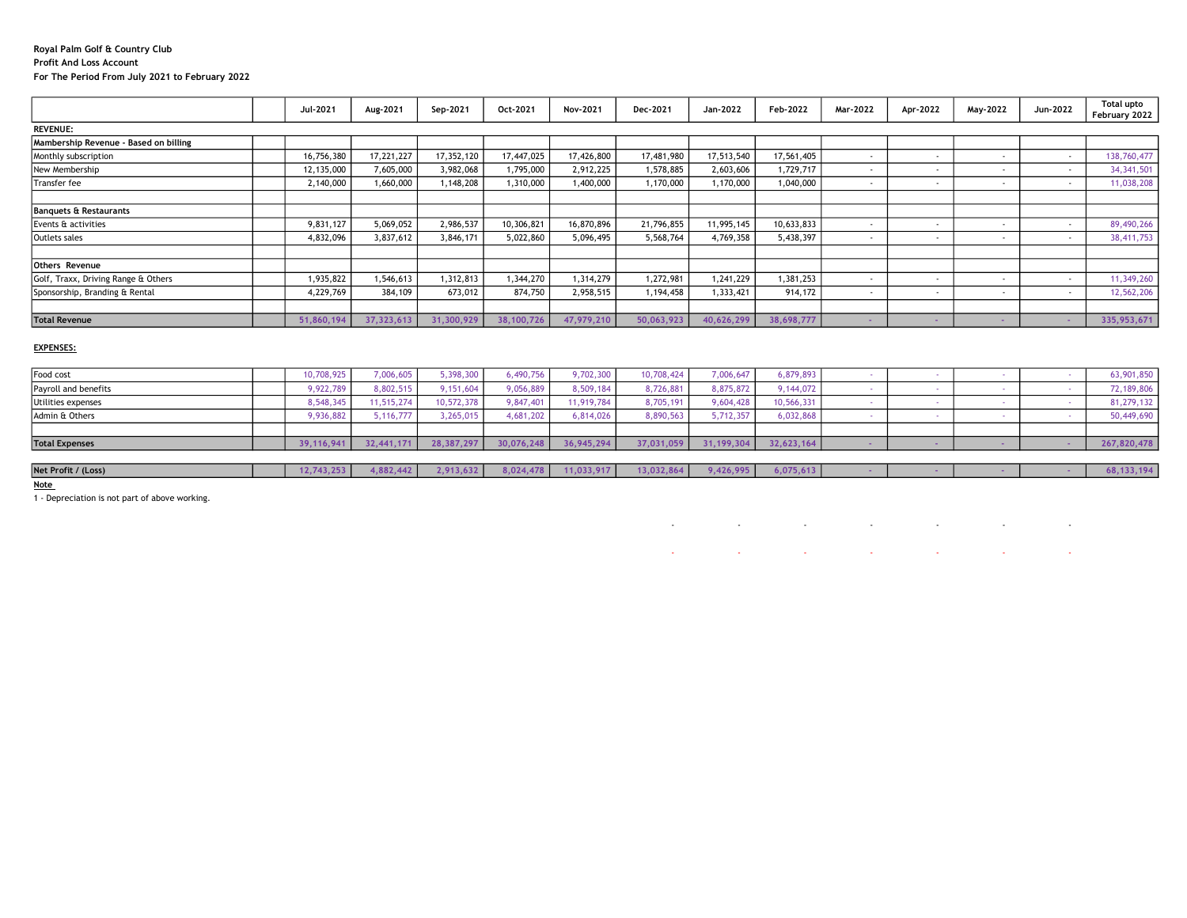**Royal Palm Golf & Country Club**
**Profit And Loss Account**
**For The Period From July 2021 to February 2022**

| | | Jul-2021 | Aug-2021 | Sep-2021 | Oct-2021 | Nov-2021 | Dec-2021 | Jan-2022 | Feb-2022 | Mar-2022 | Apr-2022 | May-2022 | Jun-2022 | Total upto February 2022 |
|---|---|---|---|---|---|---|---|---|---|---|---|---|---|---|
| **REVENUE:** | | | | | | | | | | | | | | |
| **Mambership Revenue - Based on billing** | | | | | | | | | | | | | | |
| Monthly subscription | | 16,756,380 | 17,221,227 | 17,352,120 | 17,447,025 | 17,426,800 | 17,481,980 | 17,513,540 | 17,561,405 | - | - | - | - | 138,760,477 |
| New Membership | | 12,135,000 | 7,605,000 | 3,982,068 | 1,795,000 | 2,912,225 | 1,578,885 | 2,603,606 | 1,729,717 | - | - | - | - | 34,341,501 |
| Transfer fee | | 2,140,000 | 1,660,000 | 1,148,208 | 1,310,000 | 1,400,000 | 1,170,000 | 1,170,000 | 1,040,000 | - | - | - | - | 11,038,208 |
| | | | | | | | | | | | | | | |
| **Banquets & Restaurants** | | | | | | | | | | | | | | |
| Events & activities | | 9,831,127 | 5,069,052 | 2,986,537 | 10,306,821 | 16,870,896 | 21,796,855 | 11,995,145 | 10,633,833 | - | - | - | - | 89,490,266 |
| Outlets sales | | 4,832,096 | 3,837,612 | 3,846,171 | 5,022,860 | 5,096,495 | 5,568,764 | 4,769,358 | 5,438,397 | - | - | - | - | 38,411,753 |
| | | | | | | | | | | | | | | |
| **Others Revenue** | | | | | | | | | | | | | | |
| Golf, Traxx, Driving Range & Others | | 1,935,822 | 1,546,613 | 1,312,813 | 1,344,270 | 1,314,279 | 1,272,981 | 1,241,229 | 1,381,253 | - | - | - | - | 11,349,260 |
| Sponsorship, Branding & Rental | | 4,229,769 | 384,109 | 673,012 | 874,750 | 2,958,515 | 1,194,458 | 1,333,421 | 914,172 | - | - | - | - | 12,562,206 |
| | | | | | | | | | | | | | | |
| **Total Revenue** | | 51,860,194 | 37,323,613 | 31,300,929 | 38,100,726 | 47,979,210 | 50,063,923 | 40,626,299 | 38,698,777 | - | - | - | - | 335,953,671 |
| | | | | | | | | | | | | | | |
| **EXPENSES:** | | | | | | | | | | | | | | |
| Food cost | | 10,708,925 | 7,006,605 | 5,398,300 | 6,490,756 | 9,702,300 | 10,708,424 | 7,006,647 | 6,879,893 | - | - | - | - | 63,901,850 |
| Payroll and benefits | | 9,922,789 | 8,802,515 | 9,151,604 | 9,056,889 | 8,509,184 | 8,726,881 | 8,875,872 | 9,144,072 | - | - | - | - | 72,189,806 |
| Utilities expenses | | 8,548,345 | 11,515,274 | 10,572,378 | 9,847,401 | 11,919,784 | 8,705,191 | 9,604,428 | 10,566,331 | - | - | - | - | 81,279,132 |
| Admin & Others | | 9,936,882 | 5,116,777 | 3,265,015 | 4,681,202 | 6,814,026 | 8,890,563 | 5,712,357 | 6,032,868 | - | - | - | - | 50,449,690 |
| | | | | | | | | | | | | | | |
| **Total Expenses** | | 39,116,941 | 32,441,171 | 28,387,297 | 30,076,248 | 36,945,294 | 37,031,059 | 31,199,304 | 32,623,164 | - | - | - | - | 267,820,478 |
| | | | | | | | | | | | | | | |
| **Net Profit / (Loss)** | | 12,743,253 | 4,882,442 | 2,913,632 | 8,024,478 | 11,033,917 | 13,032,864 | 9,426,995 | 6,075,613 | - | - | - | - | 68,133,194 |

**Note**

1 - Depreciation is not part of above working.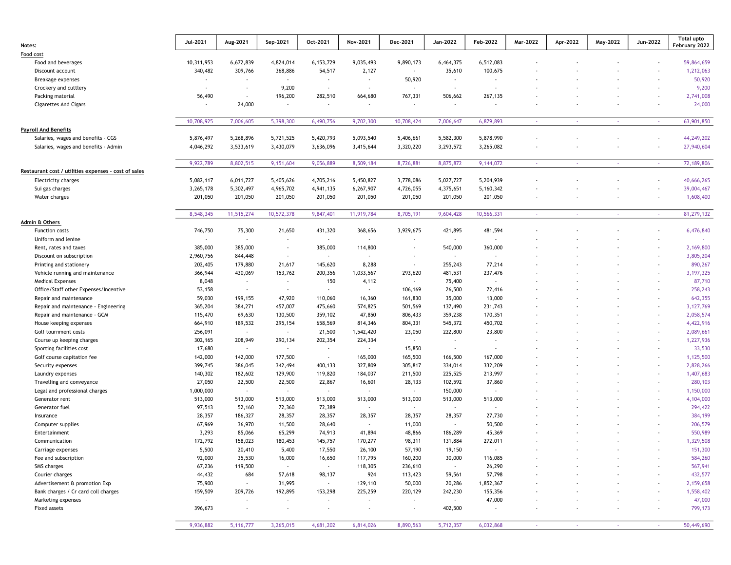| Notes: | Jul-2021 | Aug-2021 | Sep-2021 | Oct-2021 | Nov-2021 | Dec-2021 | Jan-2022 | Feb-2022 | Mar-2022 | Apr-2022 | May-2022 | Jun-2022 | Total upto February 2022 |
|---|---|---|---|---|---|---|---|---|---|---|---|---|---|
| **Food cost** | | | | | | | | | | | | | |
| Food and beverages | 10,311,953 | 6,672,839 | 4,824,014 | 6,153,729 | 9,035,493 | 9,890,173 | 6,464,375 | 6,512,083 | - | - | - | - | 59,864,659 |
| Discount account | 340,482 | 309,766 | 368,886 | 54,517 | 2,127 | - | 35,610 | 100,675 | - | - | - | - | 1,212,063 |
| Breakage expenses | - | - | - | - | - | 50,920 | - | - | - | - | - | - | 50,920 |
| Crockery and cuttlery | - | - | 9,200 | - | - | - | - | - | - | - | - | - | 9,200 |
| Packing material | 56,490 | - | 196,200 | 282,510 | 664,680 | 767,331 | 506,662 | 267,135 | - | - | - | - | 2,741,008 |
| Cigarettes And Cigars | - | 24,000 | - | - | - | - | - | - | - | - | - | - | 24,000 |
| | 10,708,925 | 7,006,605 | 5,398,300 | 6,490,756 | 9,702,300 | 10,708,424 | 7,006,647 | 6,879,893 | - | - | - | - | 63,901,850 |
| **Payroll And Benefits** | | | | | | | | | | | | | |
| Salaries, wages and benefits - CGS | 5,876,497 | 5,268,896 | 5,721,525 | 5,420,793 | 5,093,540 | 5,406,661 | 5,582,300 | 5,878,990 | - | - | - | - | 44,249,202 |
| Salaries, wages and benefits - Admin | 4,046,292 | 3,533,619 | 3,430,079 | 3,636,096 | 3,415,644 | 3,320,220 | 3,293,572 | 3,265,082 | - | - | - | - | 27,940,604 |
| | 9,922,789 | 8,802,515 | 9,151,604 | 9,056,889 | 8,509,184 | 8,726,881 | 8,875,872 | 9,144,072 | - | - | - | - | 72,189,806 |
| **Restaurant cost / utilities expenses - cost of sales** | | | | | | | | | | | | | |
| Electricity charges | 5,082,117 | 6,011,727 | 5,405,626 | 4,705,216 | 5,450,827 | 3,778,086 | 5,027,727 | 5,204,939 | - | - | - | - | 40,666,265 |
| Sui gas charges | 3,265,178 | 5,302,497 | 4,965,702 | 4,941,135 | 6,267,907 | 4,726,055 | 4,375,651 | 5,160,342 | - | - | - | - | 39,004,467 |
| Water charges | 201,050 | 201,050 | 201,050 | 201,050 | 201,050 | 201,050 | 201,050 | 201,050 | - | - | - | - | 1,608,400 |
| | 8,548,345 | 11,515,274 | 10,572,378 | 9,847,401 | 11,919,784 | 8,705,191 | 9,604,428 | 10,566,331 | - | - | - | - | 81,279,132 |
| **Admin & Others** | | | | | | | | | | | | | |
| Function costs | 746,750 | 75,300 | 21,650 | 431,320 | 368,656 | 3,929,675 | 421,895 | 481,594 | - | - | - | - | 6,476,840 |
| Uniform and lenine | - | - | - | - | - | - | - | - | - | - | - | - | - |
| Rent, rates and taxes | 385,000 | 385,000 | - | 385,000 | 114,800 | - | 540,000 | 360,000 | - | - | - | - | 2,169,800 |
| Discount on subscription | 2,960,756 | 844,448 | - | - | - | - | - | - | - | - | - | - | 3,805,204 |
| Printing and stationery | 202,405 | 179,880 | 21,617 | 145,620 | 8,288 | - | 255,243 | 77,214 | - | - | - | - | 890,267 |
| Vehicle running and maintenance | 366,944 | 430,069 | 153,762 | 200,356 | 1,033,567 | 293,620 | 481,531 | 237,476 | - | - | - | - | 3,197,325 |
| Medical Expenses | 8,048 | - | - | 150 | 4,112 | - | 75,400 | - | - | - | - | - | 87,710 |
| Office/Staff other Expenses/Incentive | 53,158 | - | - | - | - | 106,169 | 26,500 | 72,416 | - | - | - | - | 258,243 |
| Repair and maintenance | 59,030 | 199,155 | 47,920 | 110,060 | 16,360 | 161,830 | 35,000 | 13,000 | - | - | - | - | 642,355 |
| Repair and maintenance - Engineering | 365,204 | 384,271 | 457,007 | 475,660 | 574,825 | 501,569 | 137,490 | 231,743 | - | - | - | - | 3,127,769 |
| Repair and maintenance - GCM | 115,470 | 69,630 | 130,500 | 359,102 | 47,850 | 806,433 | 359,238 | 170,351 | - | - | - | - | 2,058,574 |
| House keeping expenses | 664,910 | 189,532 | 295,154 | 658,569 | 814,346 | 804,331 | 545,372 | 450,702 | - | - | - | - | 4,422,916 |
| Golf tournment costs | 256,091 | - | - | 21,500 | 1,542,420 | 23,050 | 222,800 | 23,800 | - | - | - | - | 2,089,661 |
| Course up keeping charges | 302,165 | 208,949 | 290,134 | 202,354 | 224,334 | - | - | - | - | - | - | - | 1,227,936 |
| Sporting facilities cost | 17,680 | - | - | - | - | 15,850 | - | - | - | - | - | - | 33,530 |
| Golf course capitation fee | 142,000 | 142,000 | 177,500 | - | 165,000 | 165,500 | 166,500 | 167,000 | - | - | - | - | 1,125,500 |
| Security expenses | 399,745 | 386,045 | 342,494 | 400,133 | 327,809 | 305,817 | 334,014 | 332,209 | - | - | - | - | 2,828,266 |
| Laundry expenses | 140,302 | 182,602 | 129,900 | 119,820 | 184,037 | 211,500 | 225,525 | 213,997 | - | - | - | - | 1,407,683 |
| Travelling and conveyance | 27,050 | 22,500 | 22,500 | 22,867 | 16,601 | 28,133 | 102,592 | 37,860 | - | - | - | - | 280,103 |
| Legal and professional charges | 1,000,000 | - | - | - | - | - | 150,000 | - | - | - | - | - | 1,150,000 |
| Generator rent | 513,000 | 513,000 | 513,000 | 513,000 | 513,000 | 513,000 | 513,000 | 513,000 | - | - | - | - | 4,104,000 |
| Generator fuel | 97,513 | 52,160 | 72,360 | 72,389 | - | - | - | - | - | - | - | - | 294,422 |
| Insurance | 28,357 | 186,327 | 28,357 | 28,357 | 28,357 | 28,357 | 28,357 | 27,730 | - | - | - | - | 384,199 |
| Computer supplies | 67,969 | 36,970 | 11,500 | 28,640 | - | 11,000 | - | 50,500 | - | - | - | - | 206,579 |
| Entertainment | 3,293 | 85,066 | 65,299 | 74,913 | 41,894 | 48,866 | 186,289 | 45,369 | - | - | - | - | 550,989 |
| Communication | 172,792 | 158,023 | 180,453 | 145,757 | 170,277 | 98,311 | 131,884 | 272,011 | - | - | - | - | 1,329,508 |
| Carriage expenses | 5,500 | 20,410 | 5,400 | 17,550 | 26,100 | 57,190 | 19,150 | - | - | - | - | - | 151,300 |
| Fee and subscription | 92,000 | 35,530 | 16,000 | 16,650 | 117,795 | 160,200 | 30,000 | 116,085 | - | - | - | - | 584,260 |
| SMS charges | 67,236 | 119,500 | - | - | 118,305 | 236,610 | - | 26,290 | - | - | - | - | 567,941 |
| Courier charges | 44,432 | 684 | 57,618 | 98,137 | 924 | 113,423 | 59,561 | 57,798 | - | - | - | - | 432,577 |
| Advertisement & promotion Exp | 75,900 | - | 31,995 | - | 129,110 | 50,000 | 20,286 | 1,852,367 | - | - | - | - | 2,159,658 |
| Bank charges / Cr card coll charges | 159,509 | 209,726 | 192,895 | 153,298 | 225,259 | 220,129 | 242,230 | 155,356 | - | - | - | - | 1,558,402 |
| Marketing expenses | - | - | - | - | - | - | - | 47,000 | - | - | - | - | 47,000 |
| Fixed assets | 396,673 | - | - | - | - | - | 402,500 | - | - | - | - | - | 799,173 |
| | 9,936,882 | 5,116,777 | 3,265,015 | 4,681,202 | 6,814,026 | 8,890,563 | 5,712,357 | 6,032,868 | - | - | - | - | 50,449,690 |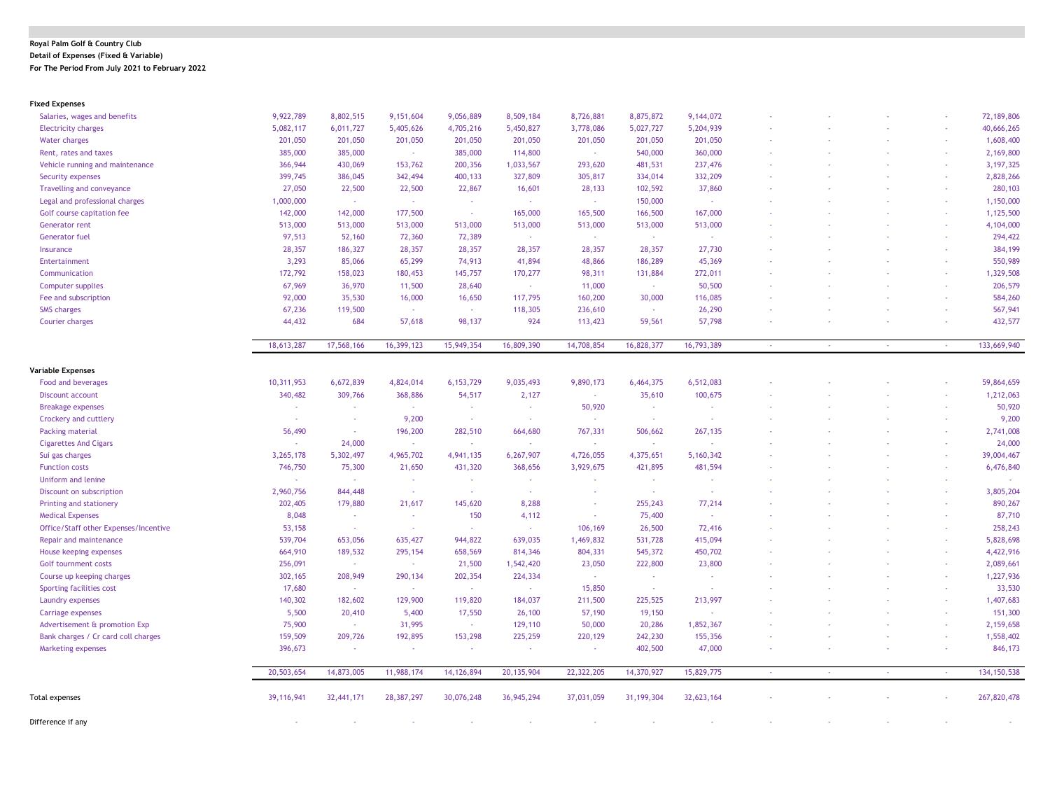**Royal Palm Golf & Country Club**
**Detail of Expenses (Fixed & Variable)**
**For The Period From July 2021 to February 2022**

| | | | | | | | | | | | | | |
|---|---|---|---|---|---|---|---|---|---|---|---|---|---|
| **Fixed Expenses** | | | | | | | | | | | | | |
| Salaries, wages and benefits | 9,922,789 | 8,802,515 | 9,151,604 | 9,056,889 | 8,509,184 | 8,726,881 | 8,875,872 | 9,144,072 | - | - | - | - | 72,189,806 |
| Electricity charges | 5,082,117 | 6,011,727 | 5,405,626 | 4,705,216 | 5,450,827 | 3,778,086 | 5,027,727 | 5,204,939 | - | - | - | - | 40,666,265 |
| Water charges | 201,050 | 201,050 | 201,050 | 201,050 | 201,050 | 201,050 | 201,050 | 201,050 | - | - | - | - | 1,608,400 |
| Rent, rates and taxes | 385,000 | 385,000 | - | 385,000 | 114,800 | - | 540,000 | 360,000 | - | - | - | - | 2,169,800 |
| Vehicle running and maintenance | 366,944 | 430,069 | 153,762 | 200,356 | 1,033,567 | 293,620 | 481,531 | 237,476 | - | - | - | - | 3,197,325 |
| Security expenses | 399,745 | 386,045 | 342,494 | 400,133 | 327,809 | 305,817 | 334,014 | 332,209 | - | - | - | - | 2,828,266 |
| Travelling and conveyance | 27,050 | 22,500 | 22,500 | 22,867 | 16,601 | 28,133 | 102,592 | 37,860 | - | - | - | - | 280,103 |
| Legal and professional charges | 1,000,000 | - | - | - | - | - | 150,000 | - | - | - | - | - | 1,150,000 |
| Golf course capitation fee | 142,000 | 142,000 | 177,500 | - | 165,000 | 165,500 | 166,500 | 167,000 | - | - | - | - | 1,125,500 |
| Generator rent | 513,000 | 513,000 | 513,000 | 513,000 | 513,000 | 513,000 | 513,000 | 513,000 | - | - | - | - | 4,104,000 |
| Generator fuel | 97,513 | 52,160 | 72,360 | 72,389 | - | - | - | - | - | - | - | - | 294,422 |
| Insurance | 28,357 | 186,327 | 28,357 | 28,357 | 28,357 | 28,357 | 28,357 | 27,730 | - | - | - | - | 384,199 |
| Entertainment | 3,293 | 85,066 | 65,299 | 74,913 | 41,894 | 48,866 | 186,289 | 45,369 | - | - | - | - | 550,989 |
| Communication | 172,792 | 158,023 | 180,453 | 145,757 | 170,277 | 98,311 | 131,884 | 272,011 | - | - | - | - | 1,329,508 |
| Computer supplies | 67,969 | 36,970 | 11,500 | 28,640 | - | 11,000 | - | 50,500 | - | - | - | - | 206,579 |
| Fee and subscription | 92,000 | 35,530 | 16,000 | 16,650 | 117,795 | 160,200 | 30,000 | 116,085 | - | - | - | - | 584,260 |
| SMS charges | 67,236 | 119,500 | - | - | 118,305 | 236,610 | - | 26,290 | - | - | - | - | 567,941 |
| Courier charges | 44,432 | 684 | 57,618 | 98,137 | 924 | 113,423 | 59,561 | 57,798 | - | - | - | - | 432,577 |
| | 18,613,287 | 17,568,166 | 16,399,123 | 15,949,354 | 16,809,390 | 14,708,854 | 16,828,377 | 16,793,389 | - | - | - | - | 133,669,940 |
| **Variable Expenses** | | | | | | | | | | | | | |
| Food and beverages | 10,311,953 | 6,672,839 | 4,824,014 | 6,153,729 | 9,035,493 | 9,890,173 | 6,464,375 | 6,512,083 | - | - | - | - | 59,864,659 |
| Discount account | 340,482 | 309,766 | 368,886 | 54,517 | 2,127 | - | 35,610 | 100,675 | - | - | - | - | 1,212,063 |
| Breakage expenses | - | - | - | - | - | 50,920 | - | - | - | - | - | - | 50,920 |
| Crockery and cuttlery | - | - | 9,200 | - | - | - | - | - | - | - | - | - | 9,200 |
| Packing material | 56,490 | - | 196,200 | 282,510 | 664,680 | 767,331 | 506,662 | 267,135 | - | - | - | - | 2,741,008 |
| Cigarettes And Cigars | - | 24,000 | - | - | - | - | - | - | - | - | - | - | 24,000 |
| Sui gas charges | 3,265,178 | 5,302,497 | 4,965,702 | 4,941,135 | 6,267,907 | 4,726,055 | 4,375,651 | 5,160,342 | - | - | - | - | 39,004,467 |
| Function costs | 746,750 | 75,300 | 21,650 | 431,320 | 368,656 | 3,929,675 | 421,895 | 481,594 | - | - | - | - | 6,476,840 |
| Uniform and lenine | - | - | - | - | - | - | - | - | - | - | - | - | - |
| Discount on subscription | 2,960,756 | 844,448 | - | - | - | - | - | - | - | - | - | - | 3,805,204 |
| Printing and stationery | 202,405 | 179,880 | 21,617 | 145,620 | 8,288 | - | 255,243 | 77,214 | - | - | - | - | 890,267 |
| Medical Expenses | 8,048 | - | - | 150 | 4,112 | - | 75,400 | - | - | - | - | - | 87,710 |
| Office/Staff other Expenses/Incentive | 53,158 | - | - | - | - | 106,169 | 26,500 | 72,416 | - | - | - | - | 258,243 |
| Repair and maintenance | 539,704 | 653,056 | 635,427 | 944,822 | 639,035 | 1,469,832 | 531,728 | 415,094 | - | - | - | - | 5,828,698 |
| House keeping expenses | 664,910 | 189,532 | 295,154 | 658,569 | 814,346 | 804,331 | 545,372 | 450,702 | - | - | - | - | 4,422,916 |
| Golf tournment costs | 256,091 | - | - | 21,500 | 1,542,420 | 23,050 | 222,800 | 23,800 | - | - | - | - | 2,089,661 |
| Course up keeping charges | 302,165 | 208,949 | 290,134 | 202,354 | 224,334 | - | - | - | - | - | - | - | 1,227,936 |
| Sporting facilities cost | 17,680 | - | - | - | - | 15,850 | - | - | - | - | - | - | 33,530 |
| Laundry expenses | 140,302 | 182,602 | 129,900 | 119,820 | 184,037 | 211,500 | 225,525 | 213,997 | - | - | - | - | 1,407,683 |
| Carriage expenses | 5,500 | 20,410 | 5,400 | 17,550 | 26,100 | 57,190 | 19,150 | - | - | - | - | - | 151,300 |
| Advertisement & promotion Exp | 75,900 | - | 31,995 | - | 129,110 | 50,000 | 20,286 | 1,852,367 | - | - | - | - | 2,159,658 |
| Bank charges / Cr card coll charges | 159,509 | 209,726 | 192,895 | 153,298 | 225,259 | 220,129 | 242,230 | 155,356 | - | - | - | - | 1,558,402 |
| Marketing expenses | 396,673 | - | - | - | - | - | 402,500 | 47,000 | - | - | - | - | 846,173 |
| | 20,503,654 | 14,873,005 | 11,988,174 | 14,126,894 | 20,135,904 | 22,322,205 | 14,370,927 | 15,829,775 | - | - | - | - | 134,150,538 |
| Total expenses | 39,116,941 | 32,441,171 | 28,387,297 | 30,076,248 | 36,945,294 | 37,031,059 | 31,199,304 | 32,623,164 | - | - | - | - | 267,820,478 |
| Difference if any | - | - | - | - | - | - | - | - | - | - | - | - | - |